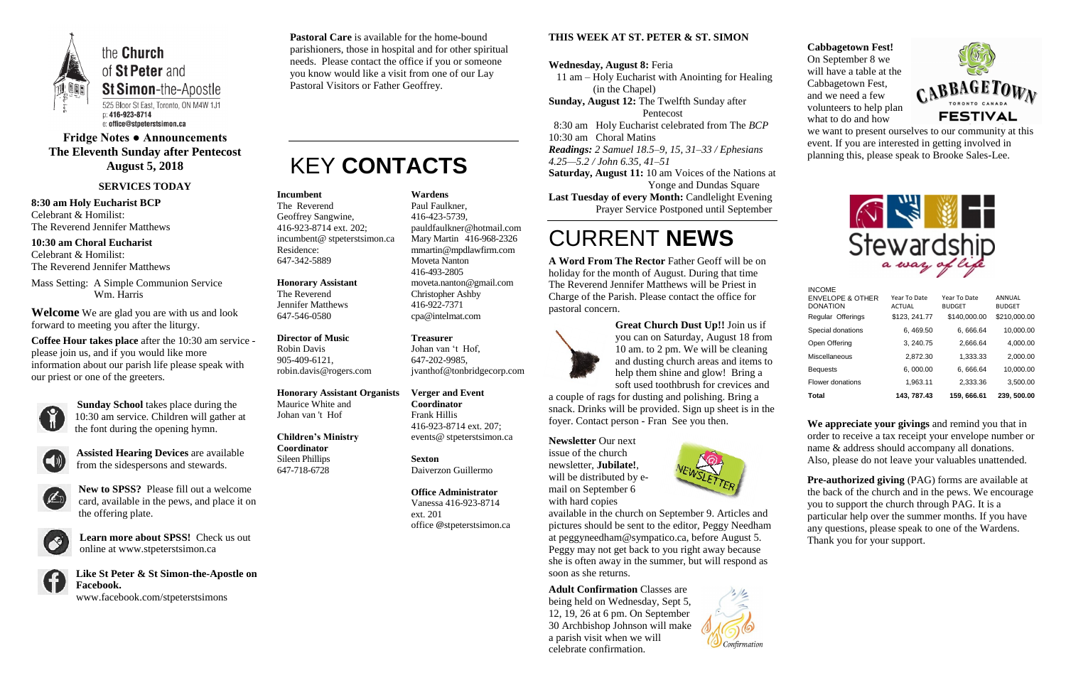the **Church** of **St Peter** and **St Simon**-the-Apostle

525 Bloor St East, Toronto, ON M4W 1J1
p: 416-923-8714
e: office@stpeterstsimon.ca

**Fridge Notes ● Announcements**
**The Eleventh Sunday after Pentecost**
**August 5, 2018**

## SERVICES TODAY

**8:30 am Holy Eucharist BCP**
Celebrant & Homilist:
The Reverend Jennifer Matthews

**10:30 am Choral Eucharist**
Celebrant & Homilist:
The Reverend Jennifer Matthews

Mass Setting: A Simple Communion Service Wm. Harris

**Welcome** We are glad you are with us and look forward to meeting you after the liturgy.

**Coffee Hour takes place** after the 10:30 am service - please join us, and if you would like more information about our parish life please speak with our priest or one of the greeters.

**Sunday School** takes place during the 10:30 am service. Children will gather at the font during the opening hymn.

**Assisted Hearing Devices** are available from the sidespersons and stewards.

**New to SPSS?** Please fill out a welcome card, available in the pews, and place it on the offering plate.

**Learn more about SPSS!** Check us out online at www.stpeterstsimon.ca

**Like St Peter & St Simon-the-Apostle on Facebook.**
www.facebook.com/stpeterstsimons

**Pastoral Care** is available for the home-bound parishioners, those in hospital and for other spiritual needs. Please contact the office if you or someone you know would like a visit from one of our Lay Pastoral Visitors or Father Geoffrey.

# KEY **CONTACTS**

**Incumbent**
The Reverend Geoffrey Sangwine,
416-923-8714 ext. 202;
incumbent@ stpeterstsimon.ca
Residence:
647-342-5889

**Honorary Assistant**
The Reverend Jennifer Matthews
647-546-0580

**Director of Music**
Robin Davis
905-409-6121,
robin.davis@rogers.com

**Honorary Assistant Organists**
Maurice White and
Johan van 't Hof

**Children's Ministry Coordinator**
Sileen Phillips
647-718-6728

**Wardens**
Paul Faulkner,
416-423-5739,
pauldfaulkner@hotmail.com
Mary Martin 416-968-2326
mmartin@mpdlawfirm.com
Moveta Nanton
416-493-2805
moveta.nanton@gmail.com
Christopher Ashby
416-922-7371
cpa@intelmat.com

**Treasurer**
Johan van 't Hof,
647-202-9985,
jvanthof@tonbridgecorp.com

**Verger and Event Coordinator**
Frank Hillis
416-923-8714 ext. 207;
events@ stpeterstsimon.ca

**Sexton**
Daiverzon Guillermo

**Office Administrator**
Vanessa 416-923-8714
ext. 201
office @stpeterstsimon.ca

## THIS WEEK AT ST. PETER & ST. SIMON

**Wednesday, August 8:** Feria
11 am – Holy Eucharist with Anointing for Healing (in the Chapel)
**Sunday, August 12:** The Twelfth Sunday after Pentecost
8:30 am Holy Eucharist celebrated from The *BCP*
10:30 am Choral Matins
***Readings:*** *2 Samuel 18.5–9, 15, 31–33 / Ephesians 4.25—5.2 / John 6.35, 41–51*
**Saturday, August 11:** 10 am Voices of the Nations at Yonge and Dundas Square
**Last Tuesday of every Month:** Candlelight Evening Prayer Service Postponed until September

# CURRENT **NEWS**

**A Word From The Rector** Father Geoff will be on holiday for the month of August. During that time The Reverend Jennifer Matthews will be Priest in Charge of the Parish. Please contact the office for pastoral concern.

**Great Church Dust Up!!** Join us if you can on Saturday, August 18 from 10 am. to 2 pm. We will be cleaning and dusting church areas and items to help them shine and glow! Bring a soft used toothbrush for crevices and a couple of rags for dusting and polishing. Bring a snack. Drinks will be provided. Sign up sheet is in the foyer. Contact person - Fran See you then.

**Newsletter** Our next issue of the church newsletter, **Jubilate!**, will be distributed by e-mail on September 6 with hard copies available in the church on September 9. Articles and pictures should be sent to the editor, Peggy Needham at peggyneedham@sympatico.ca, before August 5. Peggy may not get back to you right away because she is often away in the summer, but will respond as soon as she returns.

**Adult Confirmation** Classes are being held on Wednesday, Sept 5, 12, 19, 26 at 6 pm. On September 30 Archbishop Johnson will make a parish visit when we will celebrate confirmation.

**Cabbagetown Fest!**
On September 8 we will have a table at the Cabbagetown Fest, and we need a few volunteers to help plan what to do and how we want to present ourselves to our community at this event. If you are interested in getting involved in planning this, please speak to Brooke Sales-Lee.

Stewardship *a way of life*

| INCOME ENVELOPE & OTHER DONATION | Year To Date ACTUAL | Year To Date BUDGET | ANNUAL BUDGET |
|---|---|---|---|
| Regular Offerings | $123, 241.77 | $140,000.00 | $210,000.00 |
| Special donations | 6, 469.50 | 6, 666.64 | 10,000.00 |
| Open Offering | 3, 240.75 | 2,666.64 | 4,000.00 |
| Miscellaneous | 2,872.30 | 1,333.33 | 2,000.00 |
| Bequests | 6, 000.00 | 6, 666.64 | 10,000.00 |
| Flower donations | 1,963.11 | 2,333.36 | 3,500.00 |
| **Total** | **143, 787.43** | **159, 666.61** | **239, 500.00** |

**We appreciate your givings** and remind you that in order to receive a tax receipt your envelope number or name & address should accompany all donations. Also, please do not leave your valuables unattended.

**Pre-authorized giving** (PAG) forms are available at the back of the church and in the pews. We encourage you to support the church through PAG. It is a particular help over the summer months. If you have any questions, please speak to one of the Wardens. Thank you for your support.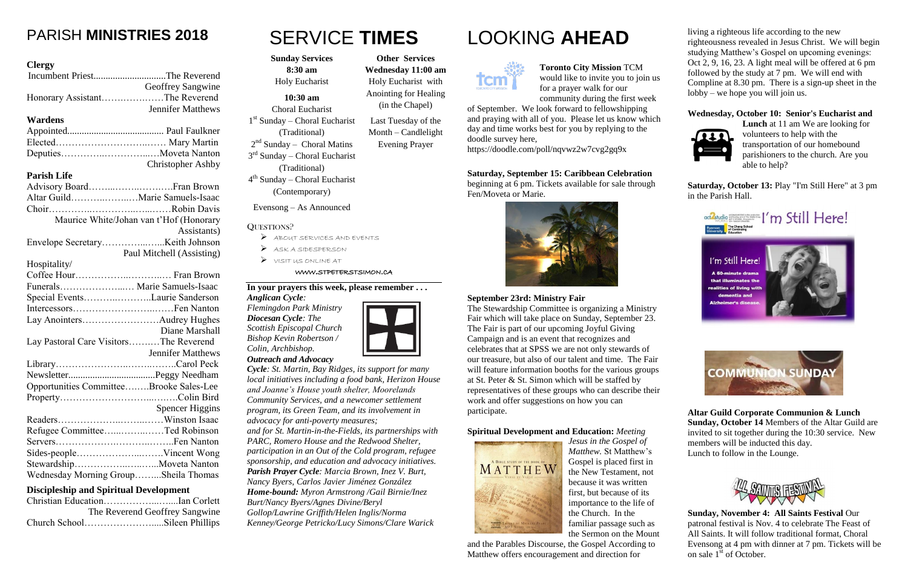# PARISH **MINISTRIES 2018**

### Clergy

Incumbent Priest..............................The Reverend Geoffrey Sangwine
Honorary Assistant……………….The Reverend Jennifer Matthews

### Wardens

Appointed....................................... Paul Faulkner
Elected…………………………..…… Mary Martin
Deputies…………..…………..…Moveta Nanton
Christopher Ashby

### Parish Life

Advisory Board……..……..………Fran Brown
Altar Guild……….……..…Marie Samuels-Isaac
Choir…………..…………..…..……Robin Davis
Maurice White/Johan van t'Hof (Honorary Assistants)
Envelope Secretary…………..…....Keith Johnson
Paul Mitchell (Assisting)
Hospitality/
Coffee Hour……………..……..…. Fran Brown
Funerals………………..…. Marie Samuels-Isaac
Special Events……….………..Laurie Sanderson
Intercessors………………………..……Fen Nanton
Lay Anointers……………………Audrey Hughes
Diane Marshall
Lay Pastoral Care Visitors……….The Reverend Jennifer Matthews
Library…………………..……..……..Carol Peck
Newsletter....................................Peggy Needham
Opportunities Committee……..Brooke Sales-Lee
Property………………………..…….Colin Bird
Spencer Higgins
Readers………………..……..……Winston Isaac
Refugee Committee…..……..……Ted Robinson
Servers……………….…………..…..Fen Nanton
Sides-people………………...…….Vincent Wong
Stewardship…………..…..…..Moveta Nanton
Wednesday Morning Group……...Sheila Thomas

### Discipleship and Spiritual Development

Christian Education………………..…...Ian Corlett
The Reverend Geoffrey Sangwine
Church School………………….....Sileen Phillips

# SERVICE **TIMES**

**Sunday Services**
**8:30 am**
Holy Eucharist

**10:30 am**
Choral Eucharist
1st Sunday – Choral Eucharist (Traditional)
2nd Sunday – Choral Matins
3rd Sunday – Choral Eucharist (Traditional)
4th Sunday – Choral Eucharist (Contemporary)

Evensong – As Announced

**Other Services**
**Wednesday 11:00 am**
Holy Eucharist with Anointing for Healing (in the Chapel)

Last Tuesday of the Month – Candlelight Evening Prayer

QUESTIONS?

- ABOUT SERVICES AND EVENTS
- ASK A SIDESPERSON
- VISIT US ONLINE AT

WWW.STPETERSTSIMON.CA

**In your prayers this week, please remember . . .**
***Anglican Cycle**:* *Flemingdon Park Ministry*
***Diocesan Cycle**: The Scottish Episcopal Church Bishop Kevin Robertson / Colin, Archbishop.*
***Outreach and Advocacy Cycle**: St. Martin, Bay Ridges, its support for many local initiatives including a food bank, Herizon House and Joanne's House youth shelter, Moorelands Community Services, and a newcomer settlement program, its Green Team, and its involvement in advocacy for anti-poverty measures;*
*and for St. Martin-in-the-Fields, its partnerships with PARC, Romero House and the Redwood Shelter, participation in an Out of the Cold program, refugee sponsorship, and education and advocacy initiatives.*
***Parish Prayer Cycle**: Marcia Brown, Inez V. Burt, Nancy Byers, Carlos Javier Jiménez González*
***Home-bound**: Myron Armstrong /Gail Birnie/Inez Burt/Nancy Byers/Agnes Divine/Beryl Gollop/Lawrine Griffith/Helen Inglis/Norma Kenney/George Petricko/Lucy Simons/Clare Warick*

# LOOKING **AHEAD**

**Toronto City Mission** TCM would like to invite you to join us for a prayer walk for our community during the first week of September. We look forward to fellowshipping and praying with all of you. Please let us know which day and time works best for you by replying to the doodle survey here,
https://doodle.com/poll/nqvwz2w7cvg2gq9x

**Saturday, September 15: Caribbean Celebration** beginning at 6 pm. Tickets available for sale through Fen/Moveta or Marie.

**September 23rd: Ministry Fair**
The Stewardship Committee is organizing a Ministry Fair which will take place on Sunday, September 23. The Fair is part of our upcoming Joyful Giving Campaign and is an event that recognizes and celebrates that at SPSS we are not only stewards of our treasure, but also of our talent and time. The Fair will feature information booths for the various groups at St. Peter & St. Simon which will be staffed by representatives of these groups who can describe their work and offer suggestions on how you can participate.

**Spiritual Development and Education:** *Meeting Jesus in the Gospel of Matthew.* St Matthew's Gospel is placed first in the New Testament, not because it was written first, but because of its importance to the life of the Church. In the familiar passage such as the Sermon on the Mount and the Parables Discourse, the Gospel According to Matthew offers encouragement and direction for living a righteous life according to the new righteousness revealed in Jesus Christ. We will begin studying Matthew's Gospel on upcoming evenings: Oct 2, 9, 16, 23. A light meal will be offered at 6 pm followed by the study at 7 pm. We will end with Compline at 8.30 pm. There is a sign-up sheet in the lobby – we hope you will join us.

**Wednesday, October 10: Senior's Eucharist and Lunch** at 11 am We are looking for volunteers to help with the transportation of our homebound parishioners to the church. Are you able to help?

**Saturday, October 13:** Play "I'm Still Here" at 3 pm in the Parish Hall.

**Altar Guild Corporate Communion & Lunch Sunday, October 14** Members of the Altar Guild are invited to sit together during the 10:30 service. New members will be inducted this day.
Lunch to follow in the Lounge.

**Sunday, November 4: All Saints Festival** Our patronal festival is Nov. 4 to celebrate The Feast of All Saints. It will follow traditional format, Choral Evensong at 4 pm with dinner at 7 pm. Tickets will be on sale 1st of October.